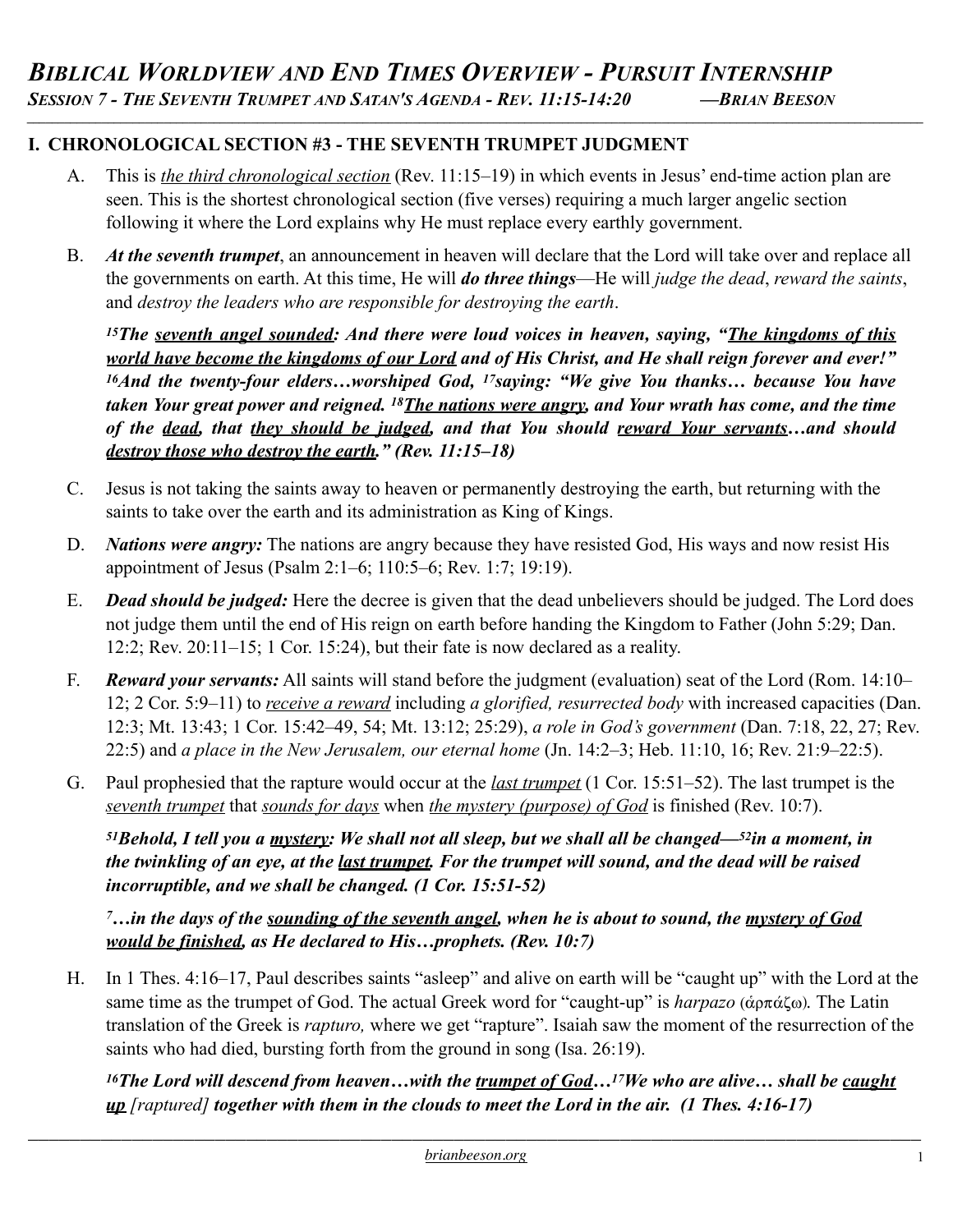# *BIBLICAL WORLDVIEW AND END TIMES OVERVIEW - PURSUIT INTERNSHIP*

*SESSION 7 - THE SEVENTH TRUMPET AND SATAN'S AGENDA - REV. 11:15-14:20 —BRIAN BEESON*

## I. CHRONOLOGICAL SECTION #3 - THE SEVENTH TRUMPET JUDGMENT

A. This is *the third chronological section* (Rev. 11:15–19) in which events in Jesus' end-time action plan are seen. This is the shortest chronological section (five verses) requiring a much larger angelic section following it where the Lord explains why He must replace every earthly government.

B. ***At the seventh trumpet***, an announcement in heaven will declare that the Lord will take over and replace all the governments on earth. At this time, He will ***do three things***—He will *judge the dead*, *reward the saints*, and *destroy the leaders who are responsible for destroying the earth*.

***[15]The seventh angel sounded: And there were loud voices in heaven, saying, "The kingdoms of this world have become the kingdoms of our Lord and of His Christ, and He shall reign forever and ever!" [16]And the twenty-four elders…worshiped God, [17]saying: "We give You thanks… because You have taken Your great power and reigned. [18]The nations were angry, and Your wrath has come, and the time of the dead, that they should be judged, and that You should reward Your servants…and should destroy those who destroy the earth." (Rev. 11:15–18)***

C. Jesus is not taking the saints away to heaven or permanently destroying the earth, but returning with the saints to take over the earth and its administration as King of Kings.

D. ***Nations were angry:*** The nations are angry because they have resisted God, His ways and now resist His appointment of Jesus (Psalm 2:1–6; 110:5–6; Rev. 1:7; 19:19).

E. ***Dead should be judged:*** Here the decree is given that the dead unbelievers should be judged. The Lord does not judge them until the end of His reign on earth before handing the Kingdom to Father (John 5:29; Dan. 12:2; Rev. 20:11–15; 1 Cor. 15:24), but their fate is now declared as a reality.

F. ***Reward your servants:*** All saints will stand before the judgment (evaluation) seat of the Lord (Rom. 14:10–12; 2 Cor. 5:9–11) to *receive a reward* including *a glorified, resurrected body* with increased capacities (Dan. 12:3; Mt. 13:43; 1 Cor. 15:42–49, 54; Mt. 13:12; 25:29), *a role in God's government* (Dan. 7:18, 22, 27; Rev. 22:5) and *a place in the New Jerusalem, our eternal home* (Jn. 14:2–3; Heb. 11:10, 16; Rev. 21:9–22:5).

G. Paul prophesied that the rapture would occur at the *last trumpet* (1 Cor. 15:51–52). The last trumpet is the *seventh trumpet* that *sounds for days* when *the mystery (purpose) of God* is finished (Rev. 10:7).

***[51]Behold, I tell you a mystery: We shall not all sleep, but we shall all be changed—[52]in a moment, in the twinkling of an eye, at the last trumpet. For the trumpet will sound, and the dead will be raised incorruptible, and we shall be changed. (1 Cor. 15:51-52)***

***[7]…in the days of the sounding of the seventh angel, when he is about to sound, the mystery of God would be finished, as He declared to His…prophets. (Rev. 10:7)***

H. In 1 Thes. 4:16–17, Paul describes saints "asleep" and alive on earth will be "caught up" with the Lord at the same time as the trumpet of God. The actual Greek word for "caught-up" is *harpazo* (ἁρπάζω). The Latin translation of the Greek is *rapturo,* where we get "rapture". Isaiah saw the moment of the resurrection of the saints who had died, bursting forth from the ground in song (Isa. 26:19).

***[16]The Lord will descend from heaven…with the trumpet of God…[17]We who are alive… shall be caught up*** *[raptured]* ***together with them in the clouds to meet the Lord in the air. (1 Thes. 4:16-17)***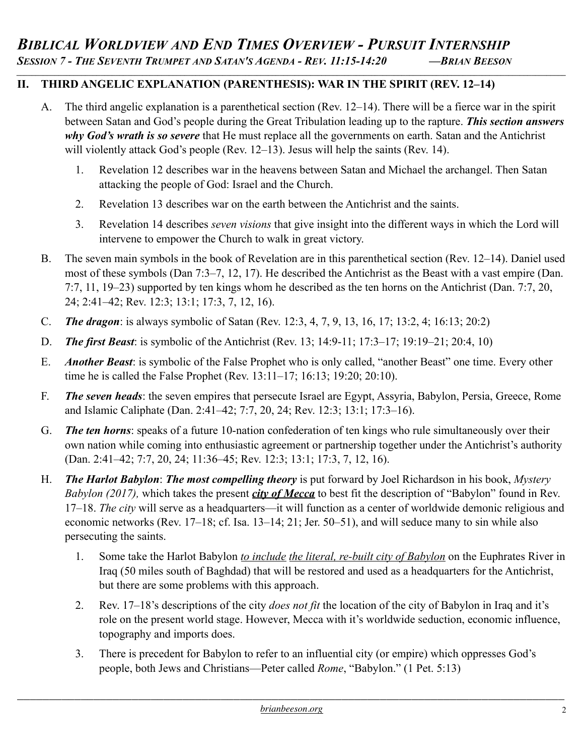## II. THIRD ANGELIC EXPLANATION (PARENTHESIS): WAR IN THE SPIRIT (REV. 12–14)

A. The third angelic explanation is a parenthetical section (Rev. 12–14). There will be a fierce war in the spirit between Satan and God's people during the Great Tribulation leading up to the rapture. ***This section answers why God's wrath is so severe*** that He must replace all the governments on earth. Satan and the Antichrist will violently attack God's people (Rev. 12–13). Jesus will help the saints (Rev. 14).

1. Revelation 12 describes war in the heavens between Satan and Michael the archangel. Then Satan attacking the people of God: Israel and the Church.
2. Revelation 13 describes war on the earth between the Antichrist and the saints.
3. Revelation 14 describes *seven visions* that give insight into the different ways in which the Lord will intervene to empower the Church to walk in great victory.

B. The seven main symbols in the book of Revelation are in this parenthetical section (Rev. 12–14). Daniel used most of these symbols (Dan 7:3–7, 12, 17). He described the Antichrist as the Beast with a vast empire (Dan. 7:7, 11, 19–23) supported by ten kings whom he described as the ten horns on the Antichrist (Dan. 7:7, 20, 24; 2:41–42; Rev. 12:3; 13:1; 17:3, 7, 12, 16).

C. ***The dragon***: is always symbolic of Satan (Rev. 12:3, 4, 7, 9, 13, 16, 17; 13:2, 4; 16:13; 20:2)

D. ***The first Beast***: is symbolic of the Antichrist (Rev. 13; 14:9-11; 17:3–17; 19:19–21; 20:4, 10)

E. ***Another Beast***: is symbolic of the False Prophet who is only called, "another Beast" one time. Every other time he is called the False Prophet (Rev. 13:11–17; 16:13; 19:20; 20:10).

F. ***The seven heads***: the seven empires that persecute Israel are Egypt, Assyria, Babylon, Persia, Greece, Rome and Islamic Caliphate (Dan. 2:41–42; 7:7, 20, 24; Rev. 12:3; 13:1; 17:3–16).

G. ***The ten horns***: speaks of a future 10-nation confederation of ten kings who rule simultaneously over their own nation while coming into enthusiastic agreement or partnership together under the Antichrist's authority (Dan. 2:41–42; 7:7, 20, 24; 11:36–45; Rev. 12:3; 13:1; 17:3, 7, 12, 16).

H. ***The Harlot Babylon***: ***The most compelling theory*** is put forward by Joel Richardson in his book, *Mystery Babylon (2017),* which takes the present ***<u>city of Mecca</u>*** to best fit the description of "Babylon" found in Rev. 17–18. *The city* will serve as a headquarters—it will function as a center of worldwide demonic religious and economic networks (Rev. 17–18; cf. Isa. 13–14; 21; Jer. 50–51), and will seduce many to sin while also persecuting the saints.

1. Some take the Harlot Babylon *<u>to include</u>* *<u>the literal, re-built city of Babylon</u>* on the Euphrates River in Iraq (50 miles south of Baghdad) that will be restored and used as a headquarters for the Antichrist, but there are some problems with this approach.
2. Rev. 17–18's descriptions of the city *does not fit* the location of the city of Babylon in Iraq and it's role on the present world stage. However, Mecca with it's worldwide seduction, economic influence, topography and imports does.
3. There is precedent for Babylon to refer to an influential city (or empire) which oppresses God's people, both Jews and Christians—Peter called *Rome*, "Babylon." (1 Pet. 5:13)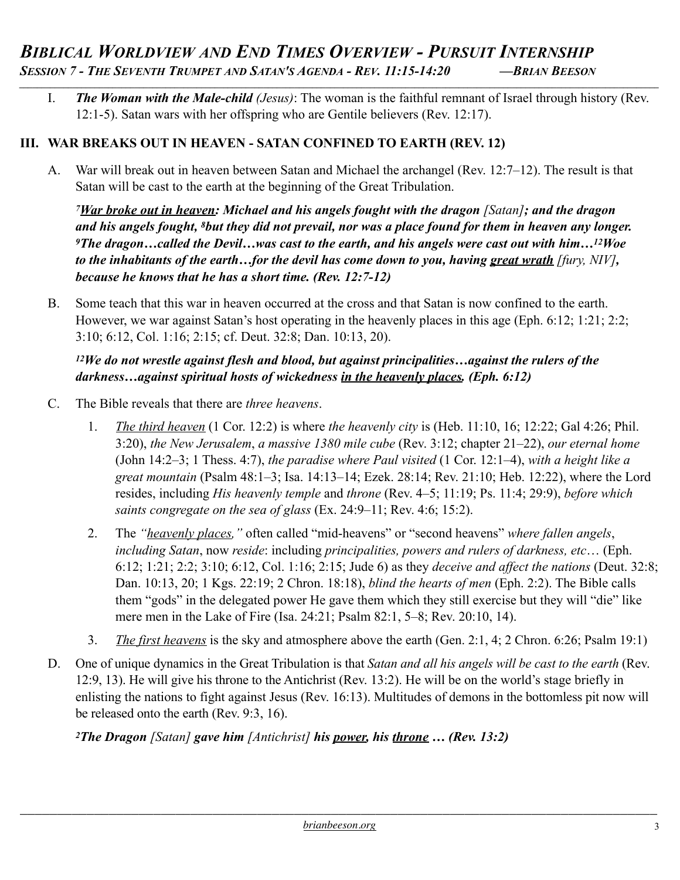I. ***The Woman with the Male-child*** *(Jesus)*: The woman is the faithful remnant of Israel through history (Rev. 12:1-5). Satan wars with her offspring who are Gentile believers (Rev. 12:17).

## III. WAR BREAKS OUT IN HEAVEN - SATAN CONFINED TO EARTH (REV. 12)

A. War will break out in heaven between Satan and Michael the archangel (Rev. 12:7–12). The result is that Satan will be cast to the earth at the beginning of the Great Tribulation.

***[7]<u>War broke out in heaven</u>: Michael and his angels fought with the dragon*** *[Satan]* ***; and the dragon and his angels fought, [8]but they did not prevail, nor was a place found for them in heaven any longer. [9]The dragon…called the Devil…was cast to the earth, and his angels were cast out with him…[12]Woe to the inhabitants of the earth…for the devil has come down to you, having <u>great wrath</u>*** *[fury, NIV]****, because he knows that he has a short time. (Rev. 12:7-12)***

B. Some teach that this war in heaven occurred at the cross and that Satan is now confined to the earth. However, we war against Satan's host operating in the heavenly places in this age (Eph. 6:12; 1:21; 2:2; 3:10; 6:12, Col. 1:16; 2:15; cf. Deut. 32:8; Dan. 10:13, 20).

***[12]We do not wrestle against flesh and blood, but against principalities…against the rulers of the darkness…against spiritual hosts of wickedness <u>in the heavenly places</u>. (Eph. 6:12)***

C. The Bible reveals that there are *three heavens*.

1. *<u>The third heaven</u>* (1 Cor. 12:2) is where *the heavenly city* is (Heb. 11:10, 16; 12:22; Gal 4:26; Phil. 3:20), *the New Jerusalem*, *a massive 1380 mile cube* (Rev. 3:12; chapter 21–22), *our eternal home* (John 14:2–3; 1 Thess. 4:7), *the paradise where Paul visited* (1 Cor. 12:1–4), *with a height like a great mountain* (Psalm 48:1–3; Isa. 14:13–14; Ezek. 28:14; Rev. 21:10; Heb. 12:22), where the Lord resides, including *His heavenly temple* and *throne* (Rev. 4–5; 11:19; Ps. 11:4; 29:9), *before which saints congregate on the sea of glass* (Ex. 24:9–11; Rev. 4:6; 15:2).

2. The *"<u>heavenly places</u>,"* often called "mid-heavens" or "second heavens" *where fallen angels*, *including Satan*, now *reside*: including *principalities, powers and rulers of darkness, etc*… (Eph. 6:12; 1:21; 2:2; 3:10; 6:12, Col. 1:16; 2:15; Jude 6) as they *deceive and affect the nations* (Deut. 32:8; Dan. 10:13, 20; 1 Kgs. 22:19; 2 Chron. 18:18), *blind the hearts of men* (Eph. 2:2). The Bible calls them "gods" in the delegated power He gave them which they still exercise but they will "die" like mere men in the Lake of Fire (Isa. 24:21; Psalm 82:1, 5–8; Rev. 20:10, 14).

3. *<u>The first heavens</u>* is the sky and atmosphere above the earth (Gen. 2:1, 4; 2 Chron. 6:26; Psalm 19:1)

D. One of unique dynamics in the Great Tribulation is that *Satan and all his angels will be cast to the earth* (Rev. 12:9, 13). He will give his throne to the Antichrist (Rev. 13:2). He will be on the world's stage briefly in enlisting the nations to fight against Jesus (Rev. 16:13). Multitudes of demons in the bottomless pit now will be released onto the earth (Rev. 9:3, 16).

***[2]The Dragon*** *[Satan]* ***gave him*** *[Antichrist]* ***his <u>power</u>, his <u>throne</u> … (Rev. 13:2)***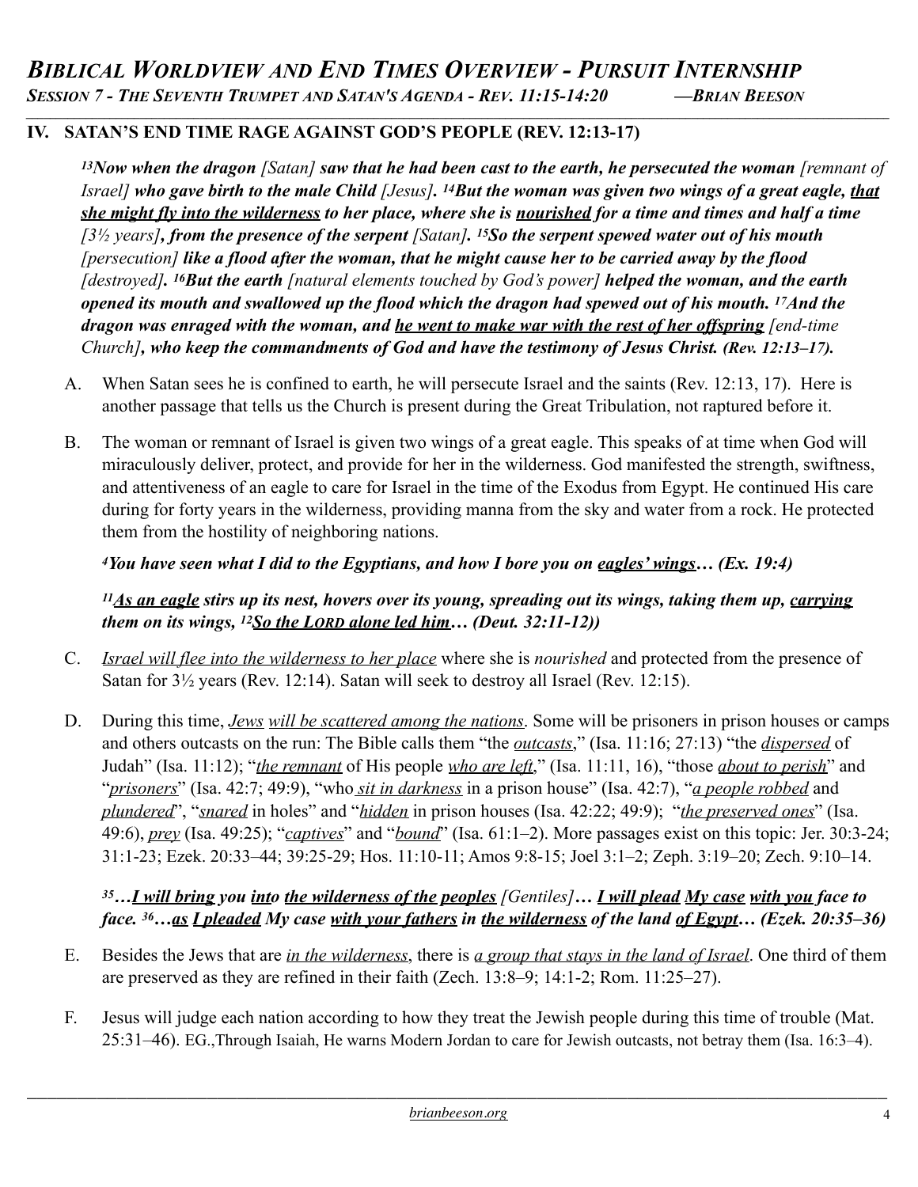## IV. SATAN'S END TIME RAGE AGAINST GOD'S PEOPLE (REV. 12:13-17)

***[13]Now when the dragon*** *[Satan]* ***saw that he had been cast to the earth, he persecuted the woman*** *[remnant of Israel]* ***who gave birth to the male Child*** *[Jesus]****. [14]But the woman was given two wings of a great eagle, <u>that she might fly into the wilderness</u> to her place, where she is <u>nourished</u> for a time and times and half a time*** *[3½ years]****, from the presence of the serpent*** *[Satan]****. [15]So the serpent spewed water out of his mouth*** *[persecution]* ***like a flood after the woman, that he might cause her to be carried away by the flood*** *[destroyed]****. [16]But the earth*** *[natural elements touched by God's power]* ***helped the woman, and the earth opened its mouth and swallowed up the flood which the dragon had spewed out of his mouth. [17]And the dragon was enraged with the woman, and <u>he went to make war with the rest of her offspring</u>*** *[end-time Church]****, who keep the commandments of God and have the testimony of Jesus Christ. (Rev. 12:13–17).***

A. When Satan sees he is confined to earth, he will persecute Israel and the saints (Rev. 12:13, 17). Here is another passage that tells us the Church is present during the Great Tribulation, not raptured before it.

B. The woman or remnant of Israel is given two wings of a great eagle. This speaks of at time when God will miraculously deliver, protect, and provide for her in the wilderness. God manifested the strength, swiftness, and attentiveness of an eagle to care for Israel in the time of the Exodus from Egypt. He continued His care during for forty years in the wilderness, providing manna from the sky and water from a rock. He protected them from the hostility of neighboring nations.

***[4]You have seen what I did to the Egyptians, and how I bore you on <u>eagles' wings</u>… (Ex. 19:4)***

***[11]<u>As an eagle</u> stirs up its nest, hovers over its young, spreading out its wings, taking them up, <u>carrying</u> them on its wings, [12]<u>So the LORD alone led him</u>… (Deut. 32:11-12))***

C. *<u>Israel will flee into the wilderness to her place</u>* where she is *nourished* and protected from the presence of Satan for 3½ years (Rev. 12:14). Satan will seek to destroy all Israel (Rev. 12:15).

D. During this time, *<u>Jews</u> <u>will be scattered among the nations</u>*. Some will be prisoners in prison houses or camps and others outcasts on the run: The Bible calls them "the *<u>outcasts</u>*," (Isa. 11:16; 27:13) "the *<u>dispersed</u>* of Judah" (Isa. 11:12); "*<u>the remnant</u>* of His people *<u>who are left</u>*," (Isa. 11:11, 16), "those *<u>about to perish</u>*" and "*<u>prisoners</u>*" (Isa. 42:7; 49:9), "who *<u>sit in darkness</u>* in a prison house" (Isa. 42:7), "*<u>a people robbed</u>* and *<u>plundered</u>*", "*<u>snared</u>* in holes" and "*<u>hidden</u>* in prison houses (Isa. 42:22; 49:9); "*<u>the preserved ones</u>*" (Isa. 49:6), *<u>prey</u>* (Isa. 49:25); "*<u>captives</u>*" and "*<u>bound</u>*" (Isa. 61:1–2). More passages exist on this topic: Jer. 30:3-24; 31:1-23; Ezek. 20:33–44; 39:25-29; Hos. 11:10-11; Amos 9:8-15; Joel 3:1–2; Zeph. 3:19–20; Zech. 9:10–14.

***[35]…<u>I will bring</u> you <u>into</u> <u>the wilderness of the</u> <u>peoples</u>*** *[Gentiles]****… <u>I will plead</u> <u>My case</u> <u>with you</u> face to face. [36]…<u>as</u> <u>I pleaded</u> My case <u>with your fathers</u> in <u>the wilderness</u> of the land <u>of Egypt</u>… (Ezek. 20:35–36)***

E. Besides the Jews that are *<u>in the wilderness</u>*, there is *<u>a group that stays in the land of Israel</u>*. One third of them are preserved as they are refined in their faith (Zech. 13:8–9; 14:1-2; Rom. 11:25–27).

F. Jesus will judge each nation according to how they treat the Jewish people during this time of trouble (Mat. 25:31–46). EG.,Through Isaiah, He warns Modern Jordan to care for Jewish outcasts, not betray them (Isa. 16:3–4).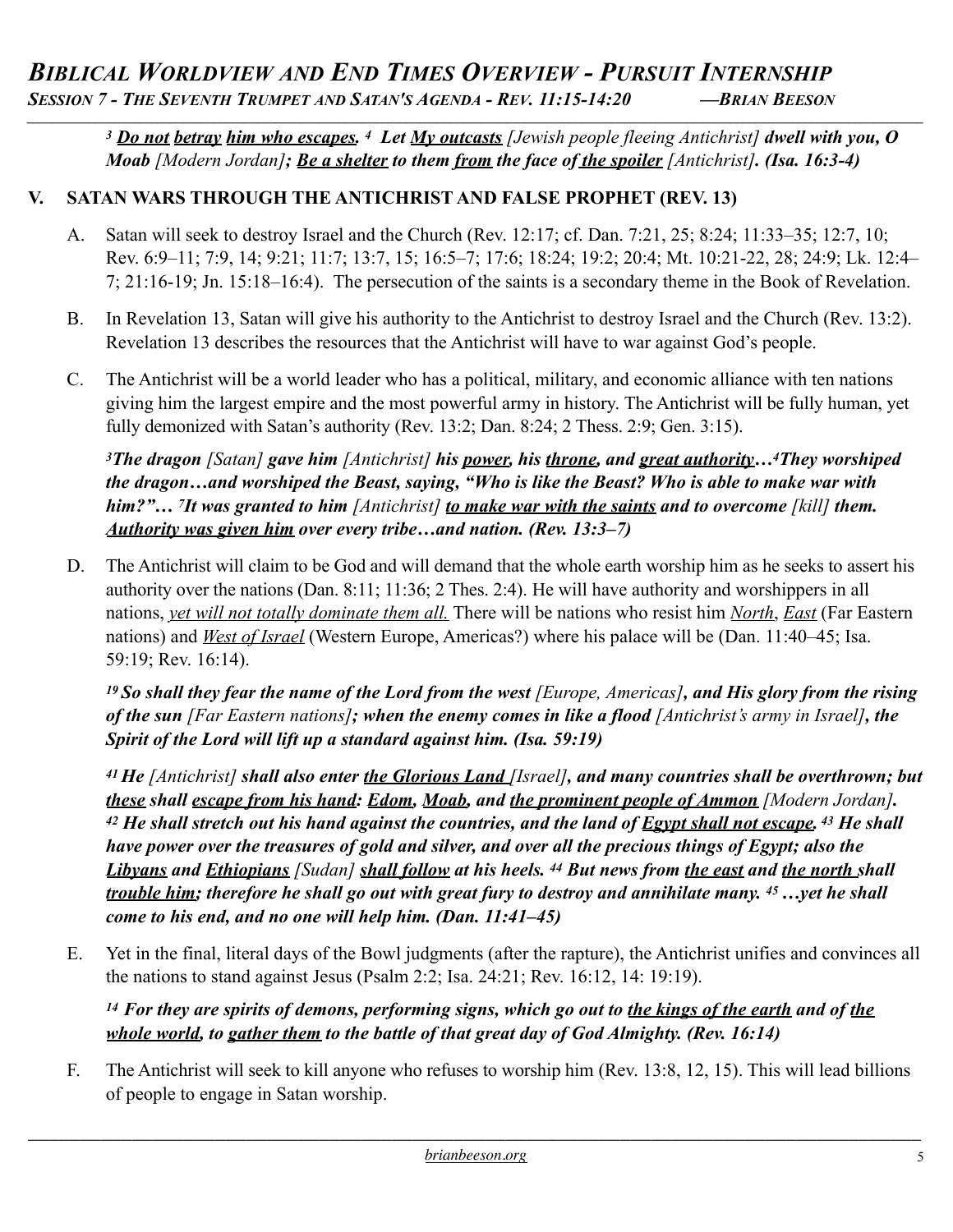*[3] **<u>Do not</u> <u>betray</u> <u>him who escapes</u>. [4] Let <u>My outcasts</u>** [Jewish people fleeing Antichrist] **dwell with you, O Moab** [Modern Jordan]**; <u>Be a shelter</u> to them <u>from</u> the face of <u>the spoiler</u>** [Antichrist]**. (Isa. 16:3-4)***

## V. SATAN WARS THROUGH THE ANTICHRIST AND FALSE PROPHET (REV. 13)

A. Satan will seek to destroy Israel and the Church (Rev. 12:17; cf. Dan. 7:21, 25; 8:24; 11:33–35; 12:7, 10; Rev. 6:9–11; 7:9, 14; 9:21; 11:7; 13:7, 15; 16:5–7; 17:6; 18:24; 19:2; 20:4; Mt. 10:21-22, 28; 24:9; Lk. 12:4–7; 21:16-19; Jn. 15:18–16:4). The persecution of the saints is a secondary theme in the Book of Revelation.

B. In Revelation 13, Satan will give his authority to the Antichrist to destroy Israel and the Church (Rev. 13:2). Revelation 13 describes the resources that the Antichrist will have to war against God's people.

C. The Antichrist will be a world leader who has a political, military, and economic alliance with ten nations giving him the largest empire and the most powerful army in history. The Antichrist will be fully human, yet fully demonized with Satan's authority (Rev. 13:2; Dan. 8:24; 2 Thess. 2:9; Gen. 3:15).

*[3]**The dragon** [Satan] **gave him** [Antichrist] **his <u>power</u>, his <u>throne</u>, and <u>great authority</u>…[4]They worshiped the dragon…and worshiped the Beast, saying, "Who is like the Beast? Who is able to make war with him?"… [7]It was granted to him** [Antichrist] **<u>to make war with the saints</u> and to overcome** [kill] **them. <u>Authority was given him</u> over every tribe…and nation. (Rev. 13:3–7)***

D. The Antichrist will claim to be God and will demand that the whole earth worship him as he seeks to assert his authority over the nations (Dan. 8:11; 11:36; 2 Thes. 2:4). He will have authority and worshippers in all nations, *<u>yet will not totally dominate them all.</u>* There will be nations who resist him *<u>North</u>*, *<u>East</u>* (Far Eastern nations) and *<u>West of Israel</u>* (Western Europe, Americas?) where his palace will be (Dan. 11:40–45; Isa. 59:19; Rev. 16:14).

*[19] **So shall they fear the name of the Lord from the west** [Europe, Americas]**, and His glory from the rising of the sun** [Far Eastern nations]**; when the enemy comes in like a flood** [Antichrist's army in Israel]**, the Spirit of the Lord will lift up a standard against him. (Isa. 59:19)***

*[41] **He** [Antichrist] **shall also enter <u>the Glorious Land</u>** [Israel]**, and many countries shall be overthrown; but <u>these</u> shall <u>escape from his hand</u>: <u>Edom</u>, <u>Moab</u>, and <u>the prominent people of Ammon</u>** [Modern Jordan]**. [42] He shall stretch out his hand against the countries, and the land of <u>Egypt shall not escape</u>. [43] He shall have power over the treasures of gold and silver, and over all the precious things of Egypt; also the <u>Libyans</u> and <u>Ethiopians</u>** [Sudan] **<u>shall follow</u> at his heels. [44] But news from <u>the east</u> and <u>the north</u> shall <u>trouble him</u>; therefore he shall go out with great fury to destroy and annihilate many. [45] …yet he shall come to his end, and no one will help him. (Dan. 11:41–45)***

E. Yet in the final, literal days of the Bowl judgments (after the rapture), the Antichrist unifies and convinces all the nations to stand against Jesus (Psalm 2:2; Isa. 24:21; Rev. 16:12, 14: 19:19).

*[14] **For they are spirits of demons, performing signs, which go out to <u>the kings of the earth</u> and of <u>the whole world</u>, to <u>gather them</u> to the battle of that great day of God Almighty. (Rev. 16:14)***

F. The Antichrist will seek to kill anyone who refuses to worship him (Rev. 13:8, 12, 15). This will lead billions of people to engage in Satan worship.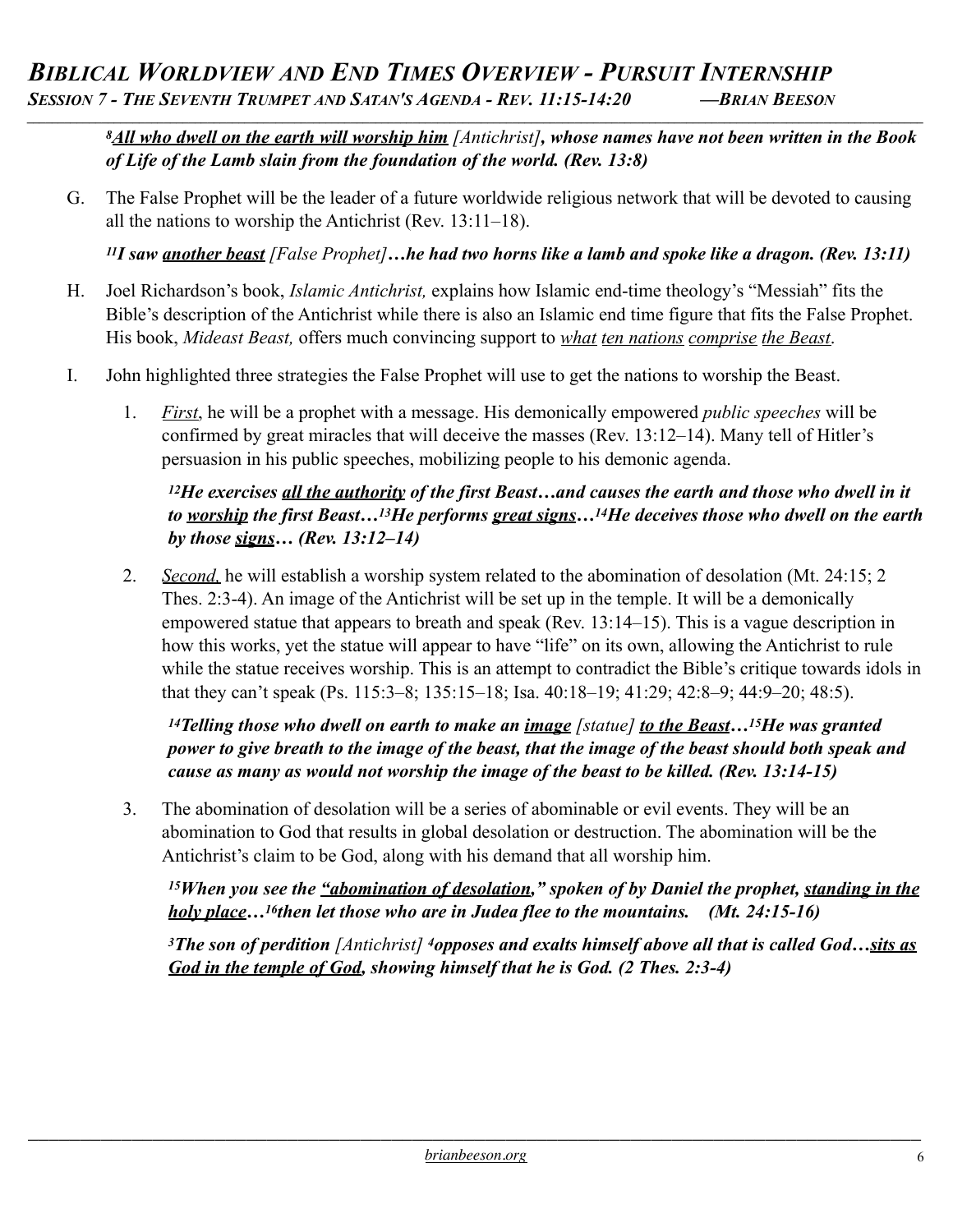***[8]<u>All who dwell on the earth will worship him</u>** [Antichrist]**, whose names have not been written in the Book of Life of the Lamb slain from the foundation of the world. (Rev. 13:8)***

G. The False Prophet will be the leader of a future worldwide religious network that will be devoted to causing all the nations to worship the Antichrist (Rev. 13:11–18).

***[11]I saw <u>another beast</u>** [False Prophet]**…he had two horns like a lamb and spoke like a dragon. (Rev. 13:11)***

H. Joel Richardson's book, *Islamic Antichrist,* explains how Islamic end-time theology's "Messiah" fits the Bible's description of the Antichrist while there is also an Islamic end time figure that fits the False Prophet. His book, *Mideast Beast,* offers much convincing support to <u>what</u> <u>ten nations</u> <u>comprise</u> <u>the Beast</u>.

I. John highlighted three strategies the False Prophet will use to get the nations to worship the Beast.

1. *<u>First</u>*, he will be a prophet with a message. His demonically empowered *public speeches* will be confirmed by great miracles that will deceive the masses (Rev. 13:12–14). Many tell of Hitler's persuasion in his public speeches, mobilizing people to his demonic agenda.

   ***[12]He exercises <u>all the authority</u> of the first Beast…and causes the earth and those who dwell in it to <u>worship</u> the first Beast…[13]He performs <u>great signs</u>…[14]He deceives those who dwell on the earth by those <u>signs</u>… (Rev. 13:12–14)***

2. *<u>Second,</u>* he will establish a worship system related to the abomination of desolation (Mt. 24:15; 2 Thes. 2:3-4). An image of the Antichrist will be set up in the temple. It will be a demonically empowered statue that appears to breath and speak (Rev. 13:14–15). This is a vague description in how this works, yet the statue will appear to have "life" on its own, allowing the Antichrist to rule while the statue receives worship. This is an attempt to contradict the Bible's critique towards idols in that they can't speak (Ps. 115:3–8; 135:15–18; Isa. 40:18–19; 41:29; 42:8–9; 44:9–20; 48:5).

   ***[14]Telling those who dwell on earth to make an <u>image</u>** [statue] **<u>to the Beast</u>…[15]He was granted power to give breath to the image of the beast, that the image of the beast should both speak and cause as many as would not worship the image of the beast to be killed. (Rev. 13:14-15)***

3. The abomination of desolation will be a series of abominable or evil events. They will be an abomination to God that results in global desolation or destruction. The abomination will be the Antichrist's claim to be God, along with his demand that all worship him.

   ***[15]When you see the <u>"abomination of desolation,"</u> spoken of by Daniel the prophet, <u>standing in the holy place</u>…[16]then let those who are in Judea flee to the mountains. (Mt. 24:15-16)***

   ***[3]The son of perdition** [Antichrist] **[4]opposes and exalts himself above all that is called God…<u>sits as God in the temple of God</u>, showing himself that he is God. (2 Thes. 2:3-4)***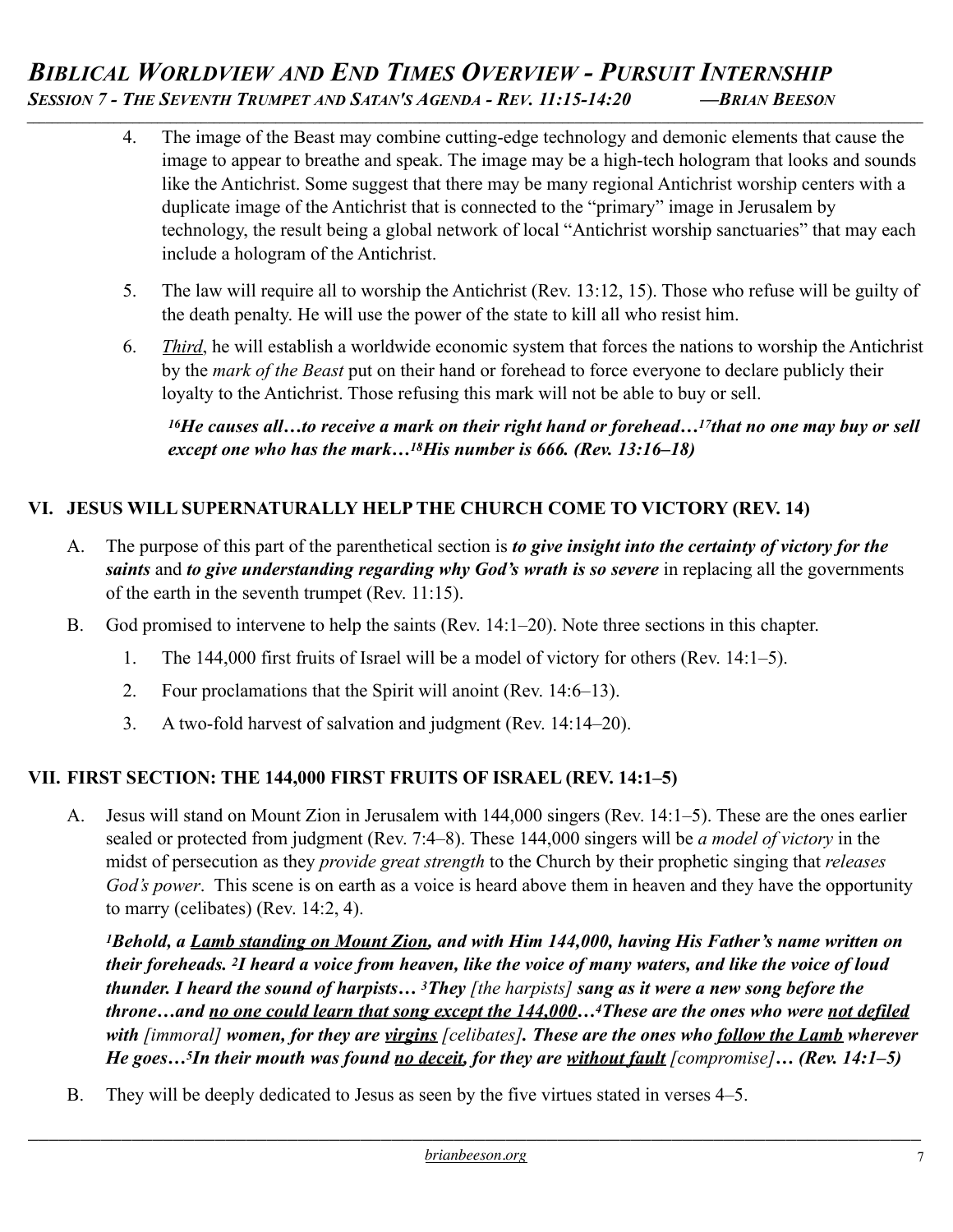4. The image of the Beast may combine cutting-edge technology and demonic elements that cause the image to appear to breathe and speak. The image may be a high-tech hologram that looks and sounds like the Antichrist. Some suggest that there may be many regional Antichrist worship centers with a duplicate image of the Antichrist that is connected to the "primary" image in Jerusalem by technology, the result being a global network of local "Antichrist worship sanctuaries" that may each include a hologram of the Antichrist.

5. The law will require all to worship the Antichrist (Rev. 13:12, 15). Those who refuse will be guilty of the death penalty. He will use the power of the state to kill all who resist him.

6. *Third*, he will establish a worldwide economic system that forces the nations to worship the Antichrist by the *mark of the Beast* put on their hand or forehead to force everyone to declare publicly their loyalty to the Antichrist. Those refusing this mark will not be able to buy or sell.

   ***16He causes all…to receive a mark on their right hand or forehead…17that no one may buy or sell except one who has the mark…18His number is 666. (Rev. 13:16–18)***

## VI. JESUS WILL SUPERNATURALLY HELP THE CHURCH COME TO VICTORY (REV. 14)

A. The purpose of this part of the parenthetical section is ***to give insight into the certainty of victory for the saints*** and ***to give understanding regarding why God's wrath is so severe*** in replacing all the governments of the earth in the seventh trumpet (Rev. 11:15).

B. God promised to intervene to help the saints (Rev. 14:1–20). Note three sections in this chapter.

   1. The 144,000 first fruits of Israel will be a model of victory for others (Rev. 14:1–5).
   2. Four proclamations that the Spirit will anoint (Rev. 14:6–13).
   3. A two-fold harvest of salvation and judgment (Rev. 14:14–20).

## VII. FIRST SECTION: THE 144,000 FIRST FRUITS OF ISRAEL (REV. 14:1–5)

A. Jesus will stand on Mount Zion in Jerusalem with 144,000 singers (Rev. 14:1–5). These are the ones earlier sealed or protected from judgment (Rev. 7:4–8). These 144,000 singers will be *a model of victory* in the midst of persecution as they *provide great strength* to the Church by their prophetic singing that *releases God's power*. This scene is on earth as a voice is heard above them in heaven and they have the opportunity to marry (celibates) (Rev. 14:2, 4).

   ***1Behold, a Lamb standing on Mount Zion, and with Him 144,000, having His Father's name written on their foreheads. 2I heard a voice from heaven, like the voice of many waters, and like the voice of loud thunder. I heard the sound of harpists… 3They*** *[the harpists]* ***sang as it were a new song before the throne…and no one could learn that song except the 144,000…4These are the ones who were not defiled with*** *[immoral]* ***women, for they are virgins*** *[celibates]****. These are the ones who follow the Lamb wherever He goes…5In their mouth was found no deceit, for they are without fault*** *[compromise]****… (Rev. 14:1–5)***

B. They will be deeply dedicated to Jesus as seen by the five virtues stated in verses 4–5.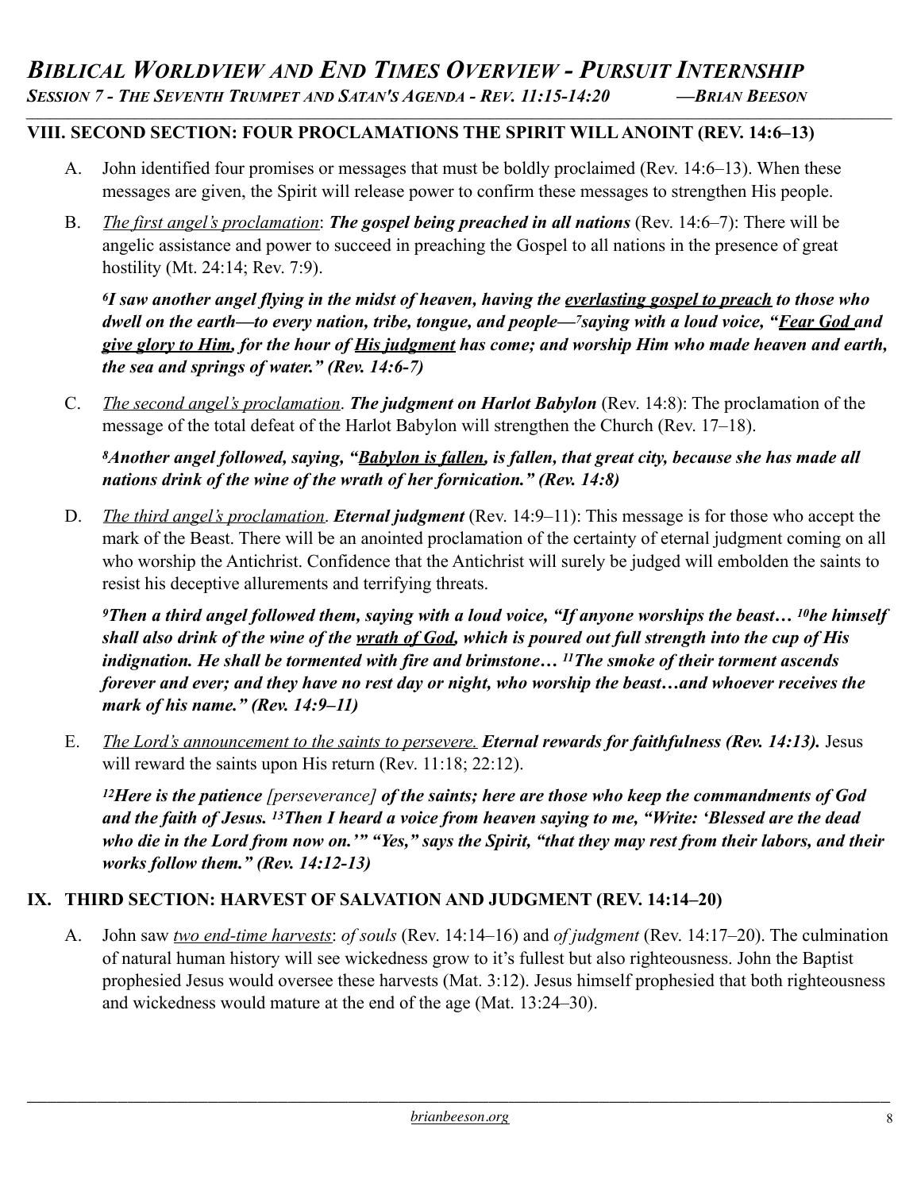## VIII. SECOND SECTION: FOUR PROCLAMATIONS THE SPIRIT WILL ANOINT (REV. 14:6–13)

A. John identified four promises or messages that must be boldly proclaimed (Rev. 14:6–13). When these messages are given, the Spirit will release power to confirm these messages to strengthen His people.

B. *The first angel's proclamation*: ***The gospel being preached in all nations*** (Rev. 14:6–7): There will be angelic assistance and power to succeed in preaching the Gospel to all nations in the presence of great hostility (Mt. 24:14; Rev. 7:9).

***[6]I saw another angel flying in the midst of heaven, having the everlasting gospel to preach to those who dwell on the earth—to every nation, tribe, tongue, and people—[7]saying with a loud voice, "Fear God and give glory to Him, for the hour of His judgment has come; and worship Him who made heaven and earth, the sea and springs of water." (Rev. 14:6-7)***

C. *The second angel's proclamation*. ***The judgment on Harlot Babylon*** (Rev. 14:8): The proclamation of the message of the total defeat of the Harlot Babylon will strengthen the Church (Rev. 17–18).

***[8]Another angel followed, saying, "Babylon is fallen, is fallen, that great city, because she has made all nations drink of the wine of the wrath of her fornication." (Rev. 14:8)***

D. *The third angel's proclamation*. ***Eternal judgment*** (Rev. 14:9–11): This message is for those who accept the mark of the Beast. There will be an anointed proclamation of the certainty of eternal judgment coming on all who worship the Antichrist. Confidence that the Antichrist will surely be judged will embolden the saints to resist his deceptive allurements and terrifying threats.

***[9]Then a third angel followed them, saying with a loud voice, "If anyone worships the beast… [10]he himself shall also drink of the wine of the wrath of God, which is poured out full strength into the cup of His indignation. He shall be tormented with fire and brimstone… [11]The smoke of their torment ascends forever and ever; and they have no rest day or night, who worship the beast…and whoever receives the mark of his name." (Rev. 14:9–11)***

E. *The Lord's announcement to the saints to persevere.* ***Eternal rewards for faithfulness (Rev. 14:13).*** Jesus will reward the saints upon His return (Rev. 11:18; 22:12).

***[12]Here is the patience*** *[perseverance]* ***of the saints; here are those who keep the commandments of God and the faith of Jesus. [13]Then I heard a voice from heaven saying to me, "Write: 'Blessed are the dead who die in the Lord from now on.'" "Yes," says the Spirit, "that they may rest from their labors, and their works follow them." (Rev. 14:12-13)***

## IX. THIRD SECTION: HARVEST OF SALVATION AND JUDGMENT (REV. 14:14–20)

A. John saw *two end-time harvests*: *of souls* (Rev. 14:14–16) and *of judgment* (Rev. 14:17–20). The culmination of natural human history will see wickedness grow to it's fullest but also righteousness. John the Baptist prophesied Jesus would oversee these harvests (Mat. 3:12). Jesus himself prophesied that both righteousness and wickedness would mature at the end of the age (Mat. 13:24–30).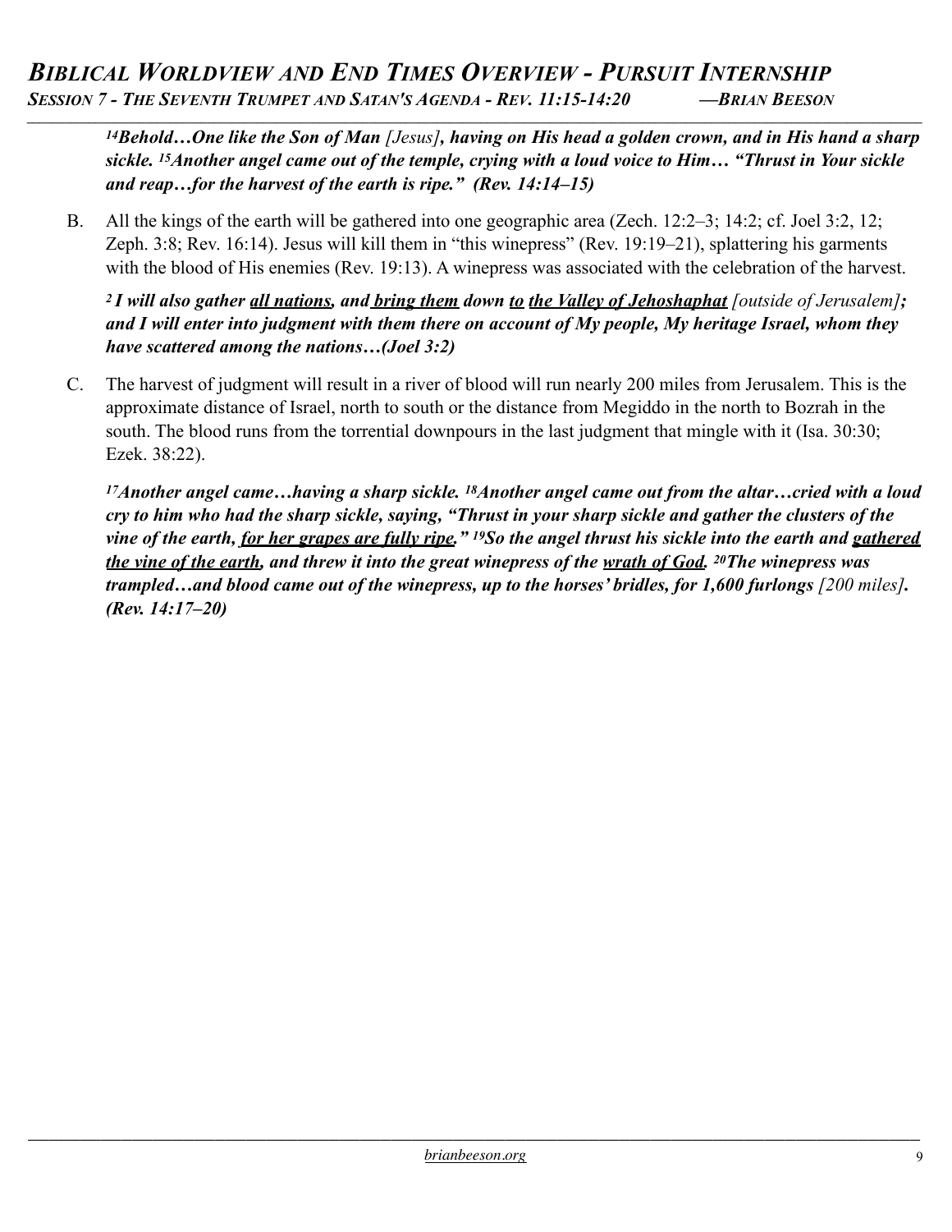***[14]Behold…One like the Son of Man** [Jesus]**, having on His head a golden crown, and in His hand a sharp sickle. [15]Another angel came out of the temple, crying with a loud voice to Him… "Thrust in Your sickle and reap…for the harvest of the earth is ripe." (Rev. 14:14–15)***

B. All the kings of the earth will be gathered into one geographic area (Zech. 12:2–3; 14:2; cf. Joel 3:2, 12; Zeph. 3:8; Rev. 16:14). Jesus will kill them in "this winepress" (Rev. 19:19–21), splattering his garments with the blood of His enemies (Rev. 19:13). A winepress was associated with the celebration of the harvest.

***[2] I will also gather <u>all nations</u>, and <u>bring them</u> down <u>to</u> <u>the Valley of Jehoshaphat</u>** [outside of Jerusalem]**; and I will enter into judgment with them there on account of My people, My heritage Israel, whom they have scattered among the nations…(Joel 3:2)***

C. The harvest of judgment will result in a river of blood will run nearly 200 miles from Jerusalem. This is the approximate distance of Israel, north to south or the distance from Megiddo in the north to Bozrah in the south. The blood runs from the torrential downpours in the last judgment that mingle with it (Isa. 30:30; Ezek. 38:22).

***[17]Another angel came…having a sharp sickle. [18]Another angel came out from the altar…cried with a loud cry to him who had the sharp sickle, saying, "Thrust in your sharp sickle and gather the clusters of the vine of the earth, <u>for her grapes are fully ripe</u>." [19]So the angel thrust his sickle into the earth and <u>gathered the vine of the earth</u>, and threw it into the great winepress of the <u>wrath of God</u>. [20]The winepress was trampled…and blood came out of the winepress, up to the horses' bridles, for 1,600 furlongs** [200 miles]**. (Rev. 14:17–20)***